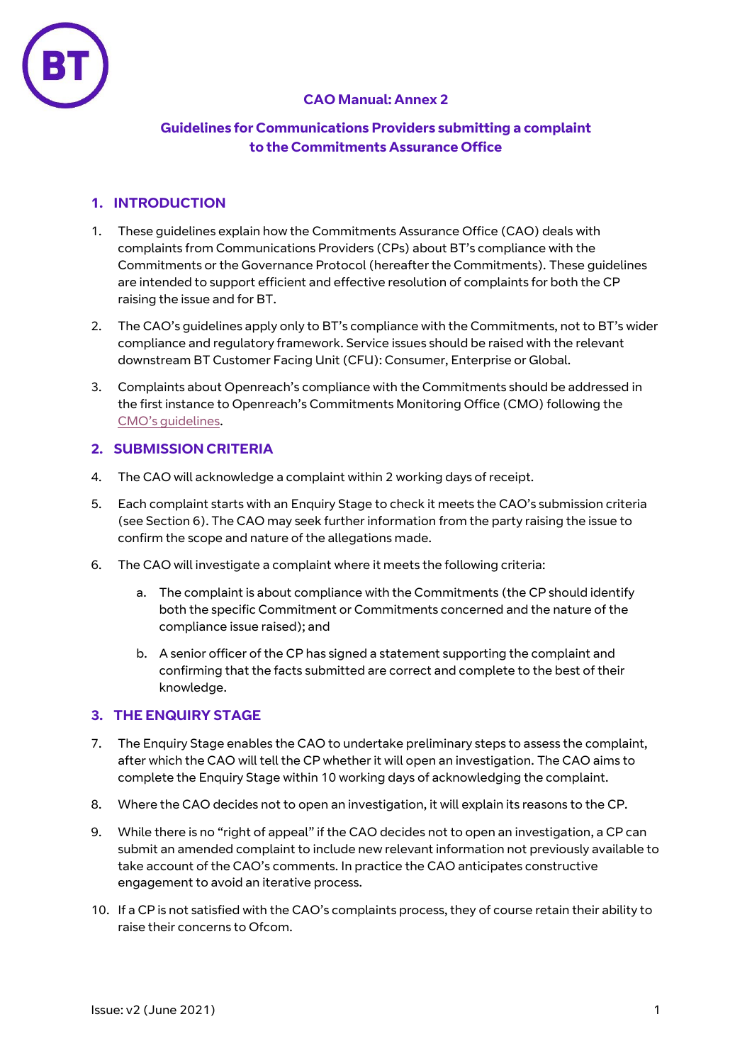# CAO Manual: Annex 2

## Guidelines for Communications Providers submitting a complaint to the Commitments Assurance Office

## 1. INTRODUCTION

1. These guidelines explain how the Commitments Assurance Office (CAO) deals with complaints from Communications Providers (CPs) about BT's compliance with the Commitments or the Governance Protocol (hereafter the Commitments). These guidelines are intended to support efficient and effective resolution of complaints for both the CP raising the issue and for BT.

2. The CAO's guidelines apply only to BT's compliance with the Commitments, not to BT's wider compliance and regulatory framework. Service issues should be raised with the relevant downstream BT Customer Facing Unit (CFU): Consumer, Enterprise or Global.

3. Complaints about Openreach's compliance with the Commitments should be addressed in the first instance to Openreach's Commitments Monitoring Office (CMO) following the CMO's guidelines.

## 2. SUBMISSION CRITERIA

4. The CAO will acknowledge a complaint within 2 working days of receipt.

5. Each complaint starts with an Enquiry Stage to check it meets the CAO's submission criteria (see Section 6). The CAO may seek further information from the party raising the issue to confirm the scope and nature of the allegations made.

6. The CAO will investigate a complaint where it meets the following criteria:

   a. The complaint is about compliance with the Commitments (the CP should identify both the specific Commitment or Commitments concerned and the nature of the compliance issue raised); and

   b. A senior officer of the CP has signed a statement supporting the complaint and confirming that the facts submitted are correct and complete to the best of their knowledge.

## 3. THE ENQUIRY STAGE

7. The Enquiry Stage enables the CAO to undertake preliminary steps to assess the complaint, after which the CAO will tell the CP whether it will open an investigation. The CAO aims to complete the Enquiry Stage within 10 working days of acknowledging the complaint.

8. Where the CAO decides not to open an investigation, it will explain its reasons to the CP.

9. While there is no "right of appeal" if the CAO decides not to open an investigation, a CP can submit an amended complaint to include new relevant information not previously available to take account of the CAO's comments. In practice the CAO anticipates constructive engagement to avoid an iterative process.

10. If a CP is not satisfied with the CAO's complaints process, they of course retain their ability to raise their concerns to Ofcom.

Issue: v2 (June 2021)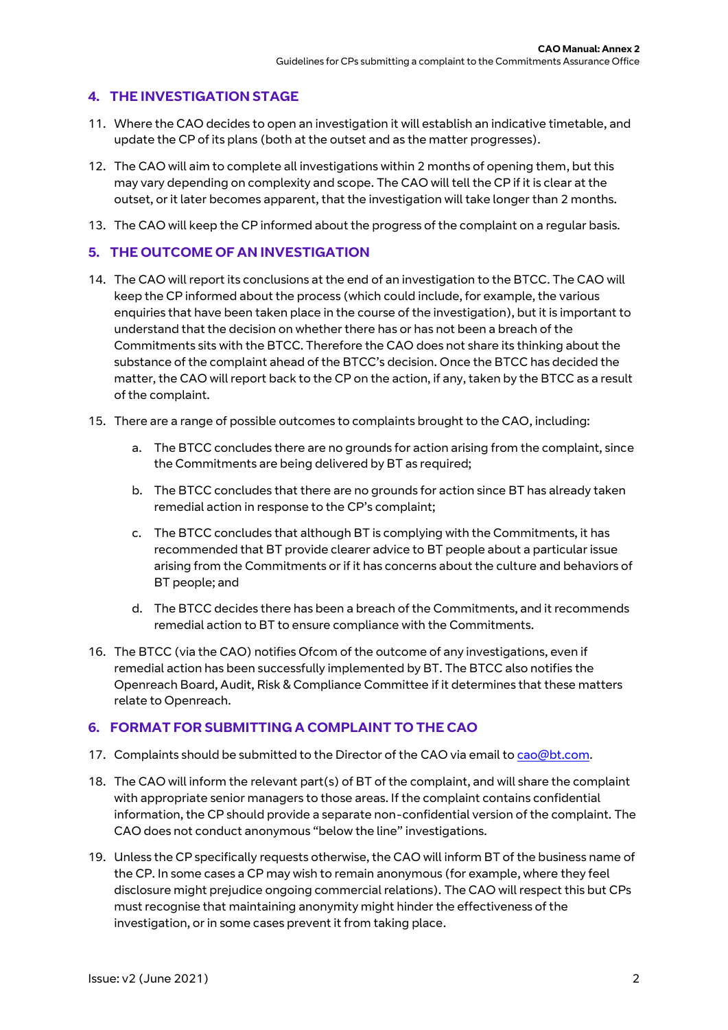## 4. THE INVESTIGATION STAGE

11. Where the CAO decides to open an investigation it will establish an indicative timetable, and update the CP of its plans (both at the outset and as the matter progresses).
12. The CAO will aim to complete all investigations within 2 months of opening them, but this may vary depending on complexity and scope. The CAO will tell the CP if it is clear at the outset, or it later becomes apparent, that the investigation will take longer than 2 months.
13. The CAO will keep the CP informed about the progress of the complaint on a regular basis.

## 5. THE OUTCOME OF AN INVESTIGATION

14. The CAO will report its conclusions at the end of an investigation to the BTCC. The CAO will keep the CP informed about the process (which could include, for example, the various enquiries that have been taken place in the course of the investigation), but it is important to understand that the decision on whether there has or has not been a breach of the Commitments sits with the BTCC. Therefore the CAO does not share its thinking about the substance of the complaint ahead of the BTCC's decision. Once the BTCC has decided the matter, the CAO will report back to the CP on the action, if any, taken by the BTCC as a result of the complaint.
15. There are a range of possible outcomes to complaints brought to the CAO, including:
    a. The BTCC concludes there are no grounds for action arising from the complaint, since the Commitments are being delivered by BT as required;
    b. The BTCC concludes that there are no grounds for action since BT has already taken remedial action in response to the CP's complaint;
    c. The BTCC concludes that although BT is complying with the Commitments, it has recommended that BT provide clearer advice to BT people about a particular issue arising from the Commitments or if it has concerns about the culture and behaviors of BT people; and
    d. The BTCC decides there has been a breach of the Commitments, and it recommends remedial action to BT to ensure compliance with the Commitments.
16. The BTCC (via the CAO) notifies Ofcom of the outcome of any investigations, even if remedial action has been successfully implemented by BT. The BTCC also notifies the Openreach Board, Audit, Risk & Compliance Committee if it determines that these matters relate to Openreach.

## 6. FORMAT FOR SUBMITTING A COMPLAINT TO THE CAO

17. Complaints should be submitted to the Director of the CAO via email to cao@bt.com.
18. The CAO will inform the relevant part(s) of BT of the complaint, and will share the complaint with appropriate senior managers to those areas. If the complaint contains confidential information, the CP should provide a separate non-confidential version of the complaint. The CAO does not conduct anonymous "below the line" investigations.
19. Unless the CP specifically requests otherwise, the CAO will inform BT of the business name of the CP. In some cases a CP may wish to remain anonymous (for example, where they feel disclosure might prejudice ongoing commercial relations). The CAO will respect this but CPs must recognise that maintaining anonymity might hinder the effectiveness of the investigation, or in some cases prevent it from taking place.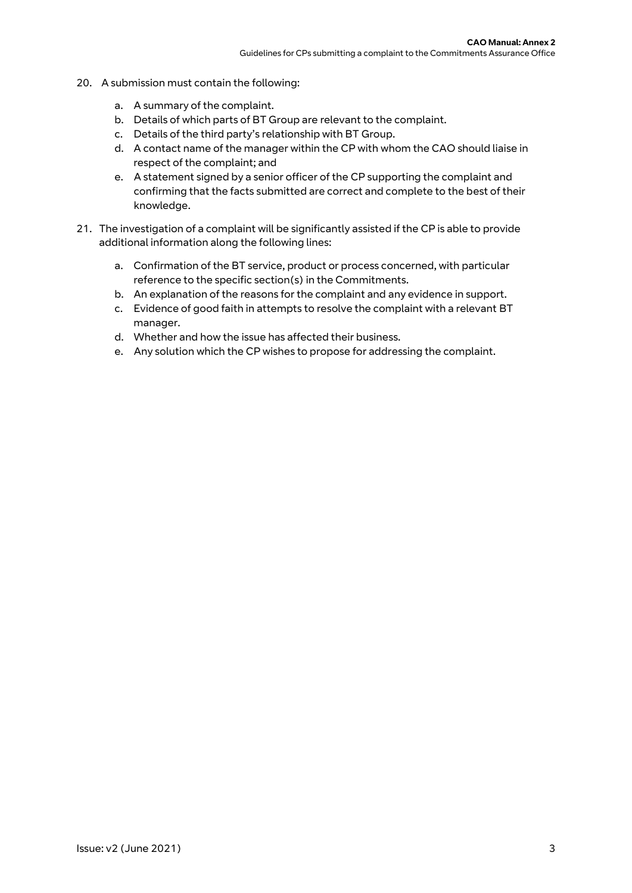20. A submission must contain the following:

    a. A summary of the complaint.
    b. Details of which parts of BT Group are relevant to the complaint.
    c. Details of the third party's relationship with BT Group.
    d. A contact name of the manager within the CP with whom the CAO should liaise in respect of the complaint; and
    e. A statement signed by a senior officer of the CP supporting the complaint and confirming that the facts submitted are correct and complete to the best of their knowledge.

21. The investigation of a complaint will be significantly assisted if the CP is able to provide additional information along the following lines:

    a. Confirmation of the BT service, product or process concerned, with particular reference to the specific section(s) in the Commitments.
    b. An explanation of the reasons for the complaint and any evidence in support.
    c. Evidence of good faith in attempts to resolve the complaint with a relevant BT manager.
    d. Whether and how the issue has affected their business.
    e. Any solution which the CP wishes to propose for addressing the complaint.